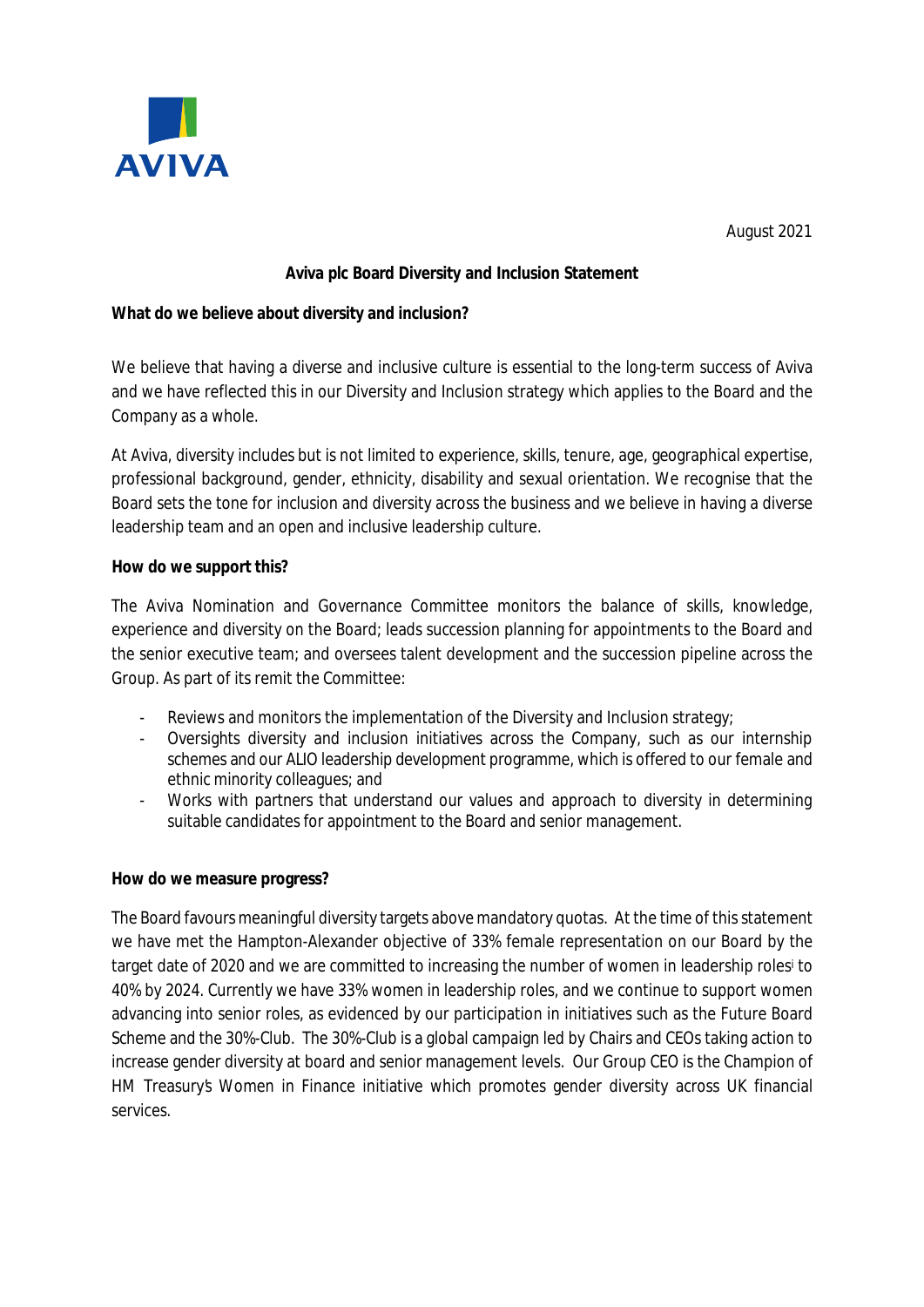August 2021

**Aviva plc Board Diversity and Inclusion Statement**

**What do we believe about diversity and inclusion?**

We believe that having a diverse and inclusive culture is essential to the long-term success of Aviva and we have reflected this in our Diversity and Inclusion strategy which applies to the Board and the Company as a whole.

At Aviva, diversity includes but is not limited to experience, skills, tenure, age, geographical expertise, professional background, gender, ethnicity, disability and sexual orientation. We recognise that the Board sets the tone for inclusion and diversity across the business and we believe in having a diverse leadership team and an open and inclusive leadership culture.

**How do we support this?**

The Aviva Nomination and Governance Committee monitors the balance of skills, knowledge, experience and diversity on the Board; leads succession planning for appointments to the Board and the senior executive team; and oversees talent development and the succession pipeline across the Group. As part of its remit the Committee:

- Reviews and monitors the implementation of the Diversity and Inclusion strategy;
- Oversights diversity and inclusion initiatives across the Company, such as our internship schemes and our ALIO leadership development programme, which is offered to our female and ethnic minority colleagues; and
- Works with partners that understand our values and approach to diversity in determining suitable candidates for appointment to the Board and senior management.

**How do we measure progress?**

The Board favours meaningful diversity targets above mandatory quotas. At the time of this statement we have met the Hampton-Alexander objective of 33% female representation on our Board by the target date of 2020 and we are committed to increasing the number of women in leadership roles[i] to 40% by 2024. Currently we have 33% women in leadership roles, and we continue to support women advancing into senior roles, as evidenced by our participation in initiatives such as the Future Board Scheme and the 30%-Club. The 30%-Club is a global campaign led by Chairs and CEOs taking action to increase gender diversity at board and senior management levels. Our Group CEO is the Champion of HM Treasury's Women in Finance initiative which promotes gender diversity across UK financial services.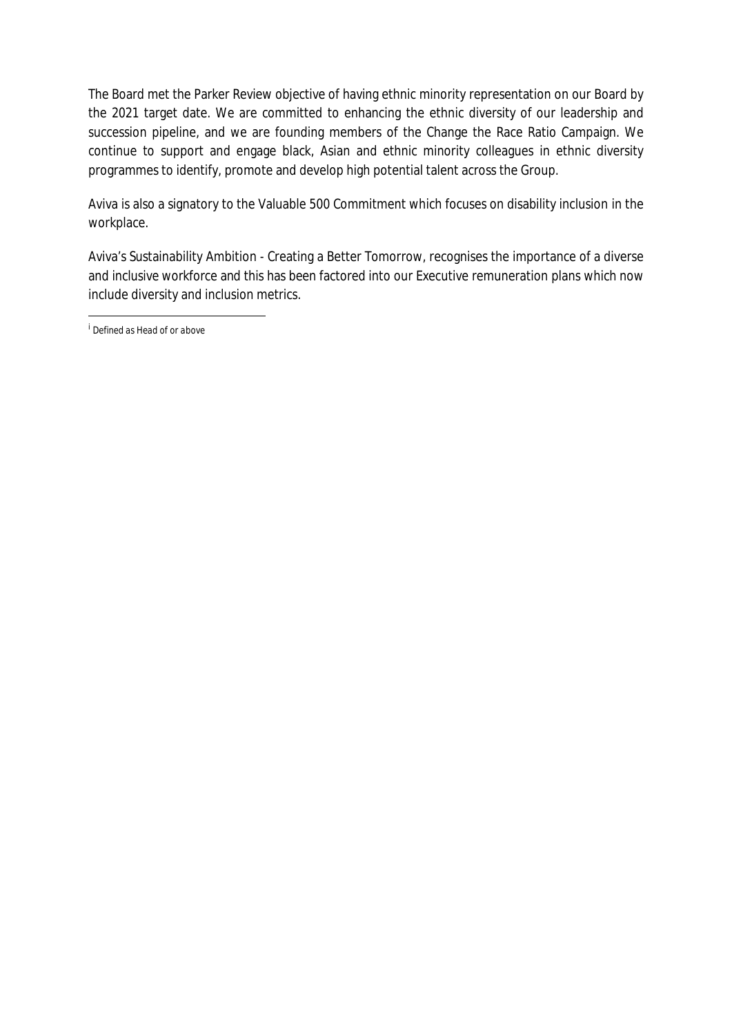The Board met the Parker Review objective of having ethnic minority representation on our Board by the 2021 target date. We are committed to enhancing the ethnic diversity of our leadership and succession pipeline, and we are founding members of the Change the Race Ratio Campaign. We continue to support and engage black, Asian and ethnic minority colleagues in ethnic diversity programmes to identify, promote and develop high potential talent across the Group.

Aviva is also a signatory to the Valuable 500 Commitment which focuses on disability inclusion in the workplace.

Aviva's Sustainability Ambition - Creating a Better Tomorrow, recognises the importance of a diverse and inclusive workforce and this has been factored into our Executive remuneration plans which now include diversity and inclusion metrics.

---

[i] *Defined as Head of or above*